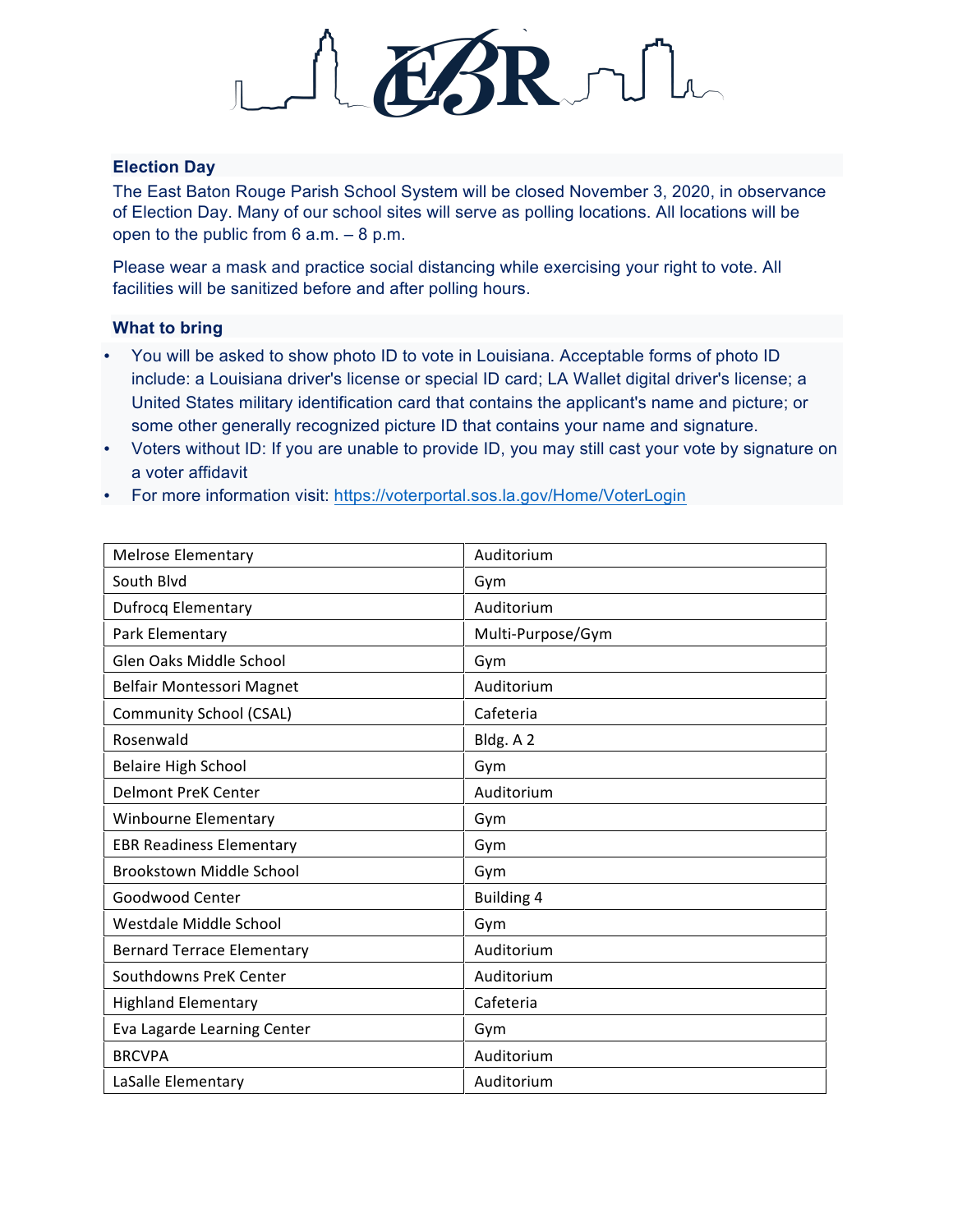EBR

## Election Day

The East Baton Rouge Parish School System will be closed November 3, 2020, in observance of Election Day. Many of our school sites will serve as polling locations. All locations will be open to the public from 6 a.m. – 8 p.m.

Please wear a mask and practice social distancing while exercising your right to vote. All facilities will be sanitized before and after polling hours.

## What to bring

- You will be asked to show photo ID to vote in Louisiana. Acceptable forms of photo ID include: a Louisiana driver's license or special ID card; LA Wallet digital driver's license; a United States military identification card that contains the applicant's name and picture; or some other generally recognized picture ID that contains your name and signature.
- Voters without ID: If you are unable to provide ID, you may still cast your vote by signature on a voter affidavit
- For more information visit: https://voterportal.sos.la.gov/Home/VoterLogin

| | |
|---|---|
| Melrose Elementary | Auditorium |
| South Blvd | Gym |
| Dufrocq Elementary | Auditorium |
| Park Elementary | Multi-Purpose/Gym |
| Glen Oaks Middle School | Gym |
| Belfair Montessori Magnet | Auditorium |
| Community School (CSAL) | Cafeteria |
| Rosenwald | Bldg. A 2 |
| Belaire High School | Gym |
| Delmont PreK Center | Auditorium |
| Winbourne Elementary | Gym |
| EBR Readiness Elementary | Gym |
| Brookstown Middle School | Gym |
| Goodwood Center | Building 4 |
| Westdale Middle School | Gym |
| Bernard Terrace Elementary | Auditorium |
| Southdowns PreK Center | Auditorium |
| Highland Elementary | Cafeteria |
| Eva Lagarde Learning Center | Gym |
| BRCVPA | Auditorium |
| LaSalle Elementary | Auditorium |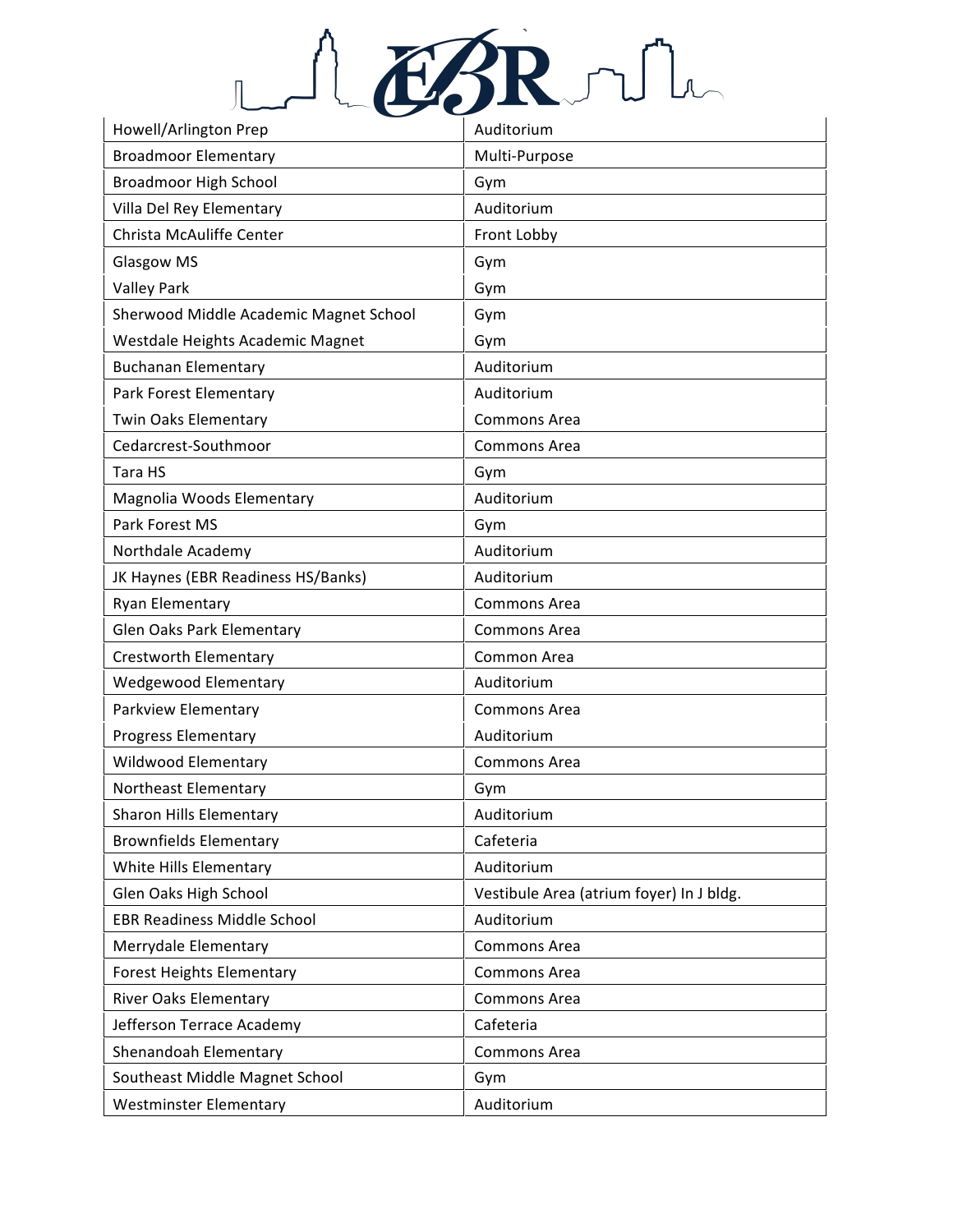| | |
|---|---|
| Howell/Arlington Prep | Auditorium |
| Broadmoor Elementary | Multi-Purpose |
| Broadmoor High School | Gym |
| Villa Del Rey Elementary | Auditorium |
| Christa McAuliffe Center | Front Lobby |
| Glasgow MS | Gym |
| Valley Park | Gym |
| Sherwood Middle Academic Magnet School | Gym |
| Westdale Heights Academic Magnet | Gym |
| Buchanan Elementary | Auditorium |
| Park Forest Elementary | Auditorium |
| Twin Oaks Elementary | Commons Area |
| Cedarcrest-Southmoor | Commons Area |
| Tara HS | Gym |
| Magnolia Woods Elementary | Auditorium |
| Park Forest MS | Gym |
| Northdale Academy | Auditorium |
| JK Haynes (EBR Readiness HS/Banks) | Auditorium |
| Ryan Elementary | Commons Area |
| Glen Oaks Park Elementary | Commons Area |
| Crestworth Elementary | Common Area |
| Wedgewood Elementary | Auditorium |
| Parkview Elementary | Commons Area |
| Progress Elementary | Auditorium |
| Wildwood Elementary | Commons Area |
| Northeast Elementary | Gym |
| Sharon Hills Elementary | Auditorium |
| Brownfields Elementary | Cafeteria |
| White Hills Elementary | Auditorium |
| Glen Oaks High School | Vestibule Area (atrium foyer) In J bldg. |
| EBR Readiness Middle School | Auditorium |
| Merrydale Elementary | Commons Area |
| Forest Heights Elementary | Commons Area |
| River Oaks Elementary | Commons Area |
| Jefferson Terrace Academy | Cafeteria |
| Shenandoah Elementary | Commons Area |
| Southeast Middle Magnet School | Gym |
| Westminster Elementary | Auditorium |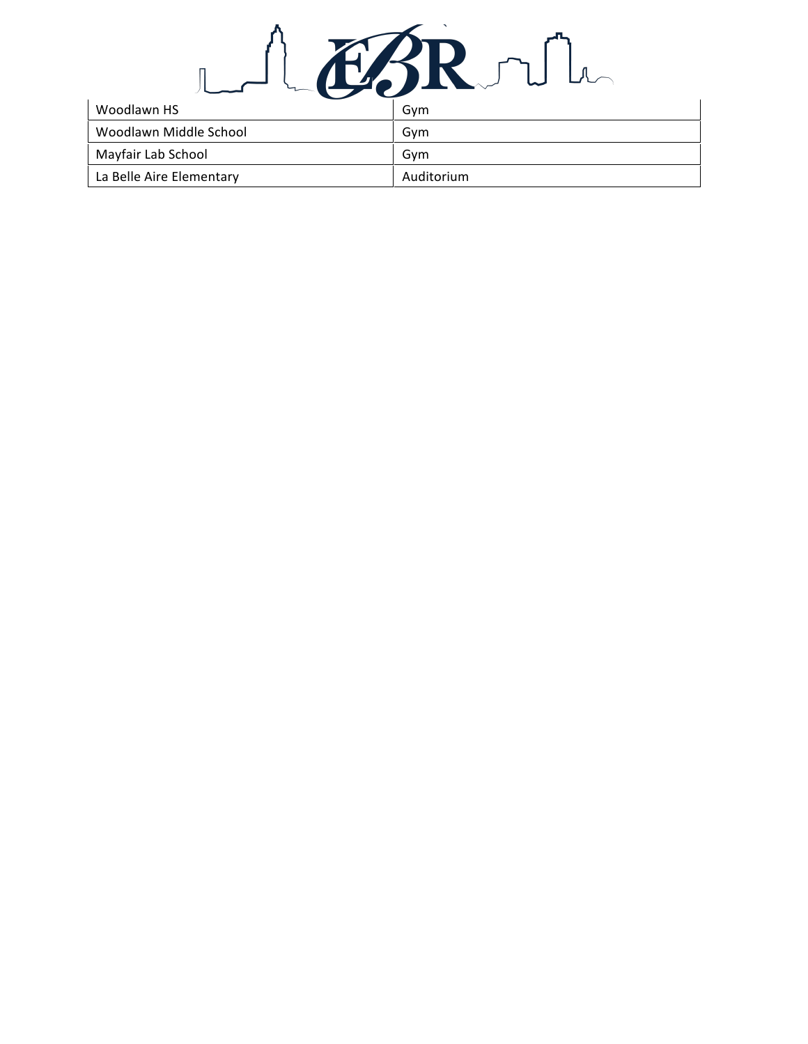| | |
|---|---|
| Woodlawn HS | Gym |
| Woodlawn Middle School | Gym |
| Mayfair Lab School | Gym |
| La Belle Aire Elementary | Auditorium |